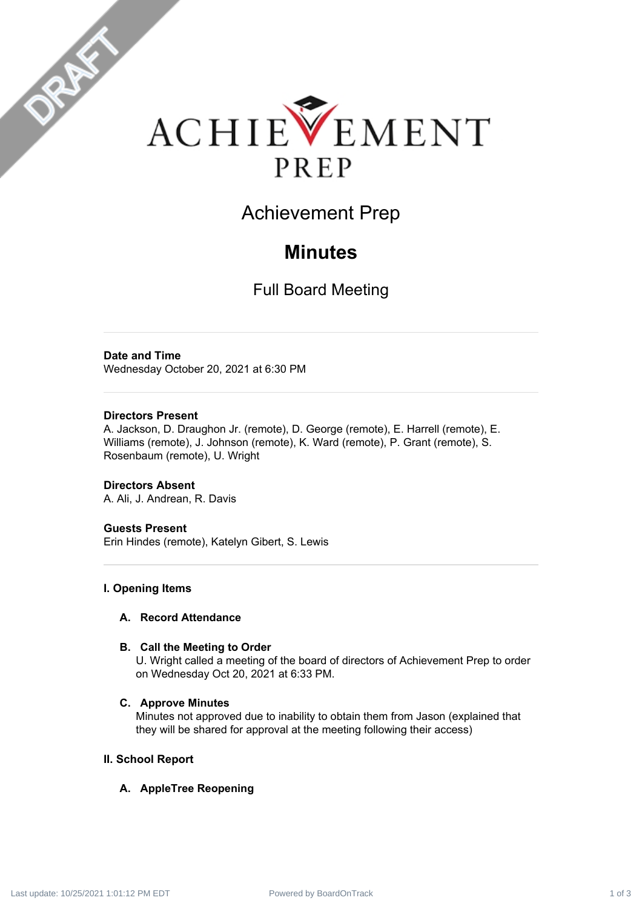# Achievement Prep

## Minutes

### Full Board Meeting

**Date and Time**
Wednesday October 20, 2021 at 6:30 PM

**Directors Present**
A. Jackson, D. Draughon Jr. (remote), D. George (remote), E. Harrell (remote), E. Williams (remote), J. Johnson (remote), K. Ward (remote), P. Grant (remote), S. Rosenbaum (remote), U. Wright

**Directors Absent**
A. Ali, J. Andrean, R. Davis

**Guests Present**
Erin Hindes (remote), Katelyn Gibert, S. Lewis

**I. Opening Items**

**A. Record Attendance**

**B. Call the Meeting to Order**

U. Wright called a meeting of the board of directors of Achievement Prep to order on Wednesday Oct 20, 2021 at 6:33 PM.

**C. Approve Minutes**

Minutes not approved due to inability to obtain them from Jason (explained that they will be shared for approval at the meeting following their access)

**II. School Report**

**A. AppleTree Reopening**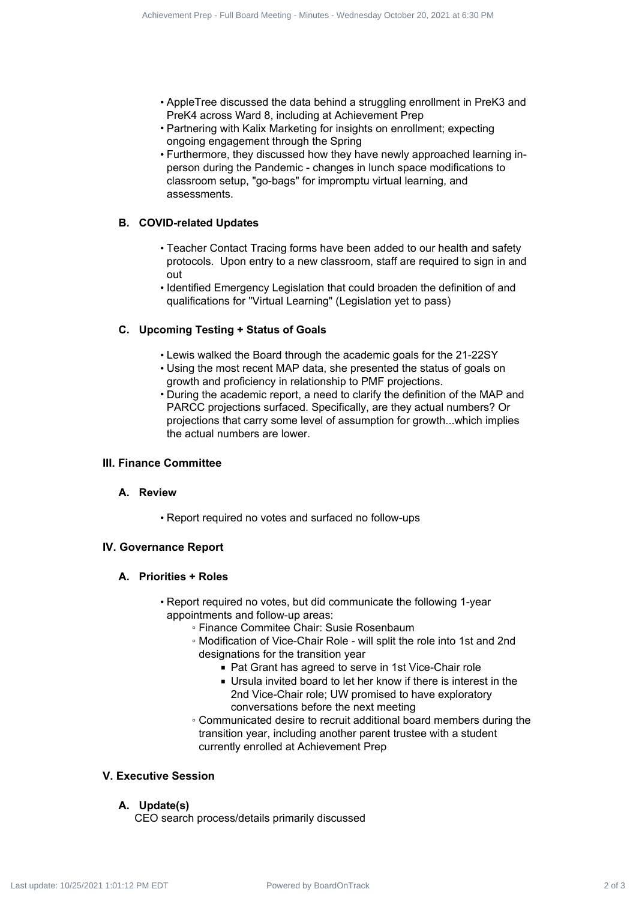- AppleTree discussed the data behind a struggling enrollment in PreK3 and PreK4 across Ward 8, including at Achievement Prep
- Partnering with Kalix Marketing for insights on enrollment; expecting ongoing engagement through the Spring
- Furthermore, they discussed how they have newly approached learning in-person during the Pandemic - changes in lunch space modifications to classroom setup, "go-bags" for impromptu virtual learning, and assessments.

### B. COVID-related Updates

- Teacher Contact Tracing forms have been added to our health and safety protocols. Upon entry to a new classroom, staff are required to sign in and out
- Identified Emergency Legislation that could broaden the definition of and qualifications for "Virtual Learning" (Legislation yet to pass)

### C. Upcoming Testing + Status of Goals

- Lewis walked the Board through the academic goals for the 21-22SY
- Using the most recent MAP data, she presented the status of goals on growth and proficiency in relationship to PMF projections.
- During the academic report, a need to clarify the definition of the MAP and PARCC projections surfaced. Specifically, are they actual numbers? Or projections that carry some level of assumption for growth...which implies the actual numbers are lower.

## III. Finance Committee

### A. Review

- Report required no votes and surfaced no follow-ups

## IV. Governance Report

### A. Priorities + Roles

- Report required no votes, but did communicate the following 1-year appointments and follow-up areas:
  - Finance Commitee Chair: Susie Rosenbaum
  - Modification of Vice-Chair Role - will split the role into 1st and 2nd designations for the transition year
    - Pat Grant has agreed to serve in 1st Vice-Chair role
    - Ursula invited board to let her know if there is interest in the 2nd Vice-Chair role; UW promised to have exploratory conversations before the next meeting
  - Communicated desire to recruit additional board members during the transition year, including another parent trustee with a student currently enrolled at Achievement Prep

## V. Executive Session

### A. Update(s)

CEO search process/details primarily discussed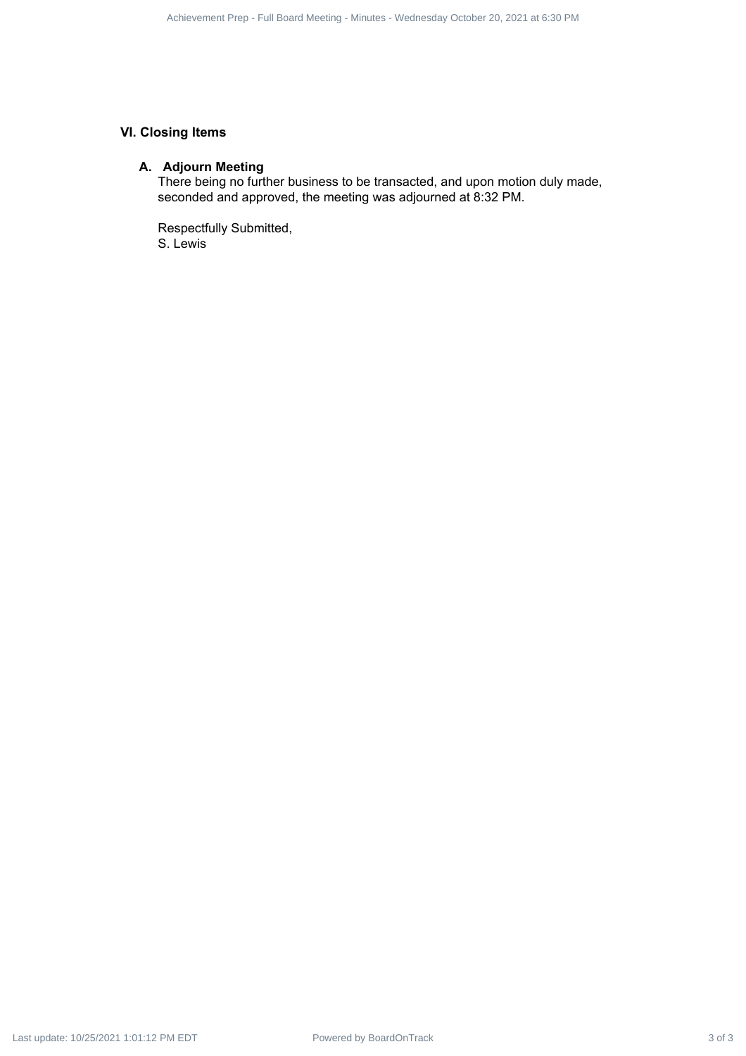## VI. Closing Items

### A. Adjourn Meeting

There being no further business to be transacted, and upon motion duly made, seconded and approved, the meeting was adjourned at 8:32 PM.

Respectfully Submitted,
S. Lewis